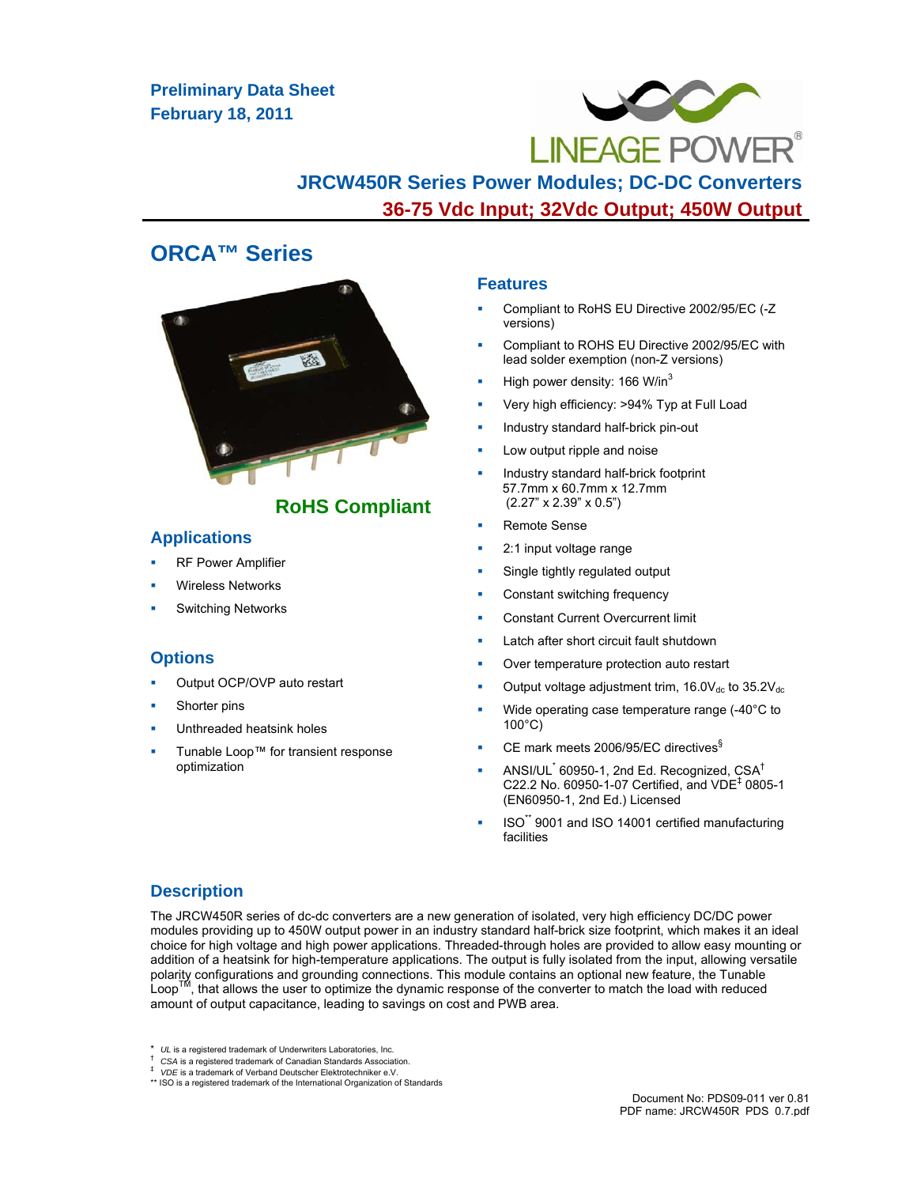**Preliminary Data Sheet**
**February 18, 2011**

# JRCW450R Series Power Modules; DC-DC Converters

## 36-75 Vdc Input; 32Vdc Output; 450W Output

## ORCA™ Series

**RoHS Compliant**

## Applications

- RF Power Amplifier
- Wireless Networks
- Switching Networks

## Options

- Output OCP/OVP auto restart
- Shorter pins
- Unthreaded heatsink holes
- Tunable Loop™ for transient response optimization

## Features

- Compliant to RoHS EU Directive 2002/95/EC (-Z versions)
- Compliant to ROHS EU Directive 2002/95/EC with lead solder exemption (non-Z versions)
- High power density: 166 W/in$^3$
- Very high efficiency: >94% Typ at Full Load
- Industry standard half-brick pin-out
- Low output ripple and noise
- Industry standard half-brick footprint 57.7mm x 60.7mm x 12.7mm (2.27" x 2.39" x 0.5")
- Remote Sense
- 2:1 input voltage range
- Single tightly regulated output
- Constant switching frequency
- Constant Current Overcurrent limit
- Latch after short circuit fault shutdown
- Over temperature protection auto restart
- Output voltage adjustment trim, $16.0V_{dc}$ to $35.2V_{dc}$
- Wide operating case temperature range (-40°C to 100°C)
- CE mark meets 2006/95/EC directives[§]
- ANSI/UL[*] 60950-1, 2nd Ed. Recognized, CSA[†] C22.2 No. 60950-1-07 Certified, and VDE[‡] 0805-1 (EN60950-1, 2nd Ed.) Licensed
- ISO[**] 9001 and ISO 14001 certified manufacturing facilities

## Description

The JRCW450R series of dc-dc converters are a new generation of isolated, very high efficiency DC/DC power modules providing up to 450W output power in an industry standard half-brick size footprint, which makes it an ideal choice for high voltage and high power applications. Threaded-through holes are provided to allow easy mounting or addition of a heatsink for high-temperature applications. The output is fully isolated from the input, allowing versatile polarity configurations and grounding connections. This module contains an optional new feature, the Tunable Loop™, that allows the user to optimize the dynamic response of the converter to match the load with reduced amount of output capacitance, leading to savings on cost and PWB area.

[*] *UL* is a registered trademark of Underwriters Laboratories, Inc.
[†] *CSA* is a registered trademark of Canadian Standards Association.
[‡] *VDE* is a trademark of Verband Deutscher Elektrotechniker e.V.
[**] ISO is a registered trademark of the International Organization of Standards

Document No: PDS09-011 ver 0.81
PDF name: JRCW450R PDS 0.7.pdf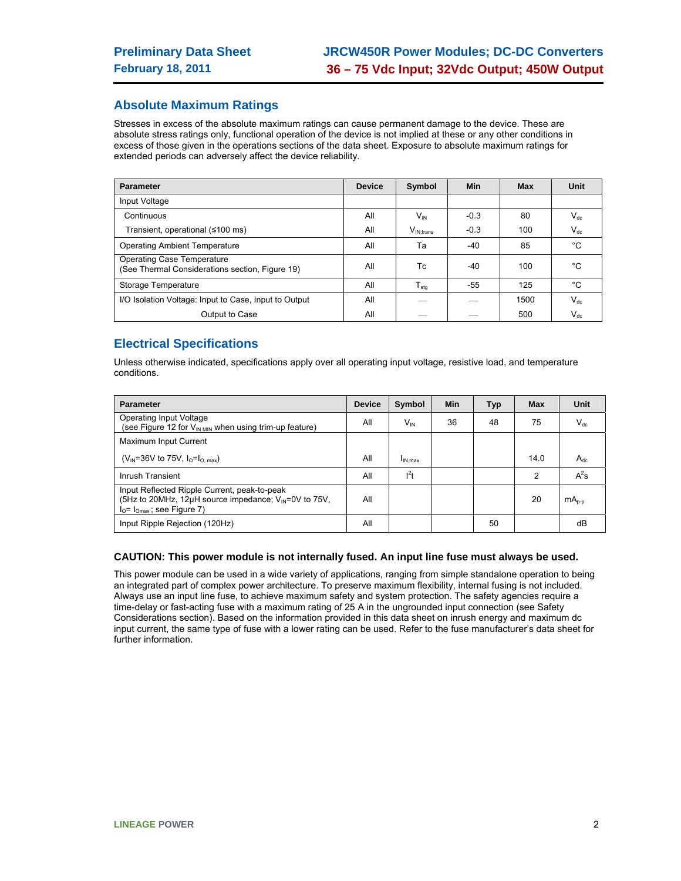## Absolute Maximum Ratings

Stresses in excess of the absolute maximum ratings can cause permanent damage to the device. These are absolute stress ratings only, functional operation of the device is not implied at these or any other conditions in excess of those given in the operations sections of the data sheet. Exposure to absolute maximum ratings for extended periods can adversely affect the device reliability.

| Parameter | Device | Symbol | Min | Max | Unit |
|---|---|---|---|---|---|
| Input Voltage | | | | | |
| Continuous | All | $V_{IN}$ | -0.3 | 80 | $V_{dc}$ |
| Transient, operational (≤100 ms) | All | $V_{IN,trans}$ | -0.3 | 100 | $V_{dc}$ |
| Operating Ambient Temperature | All | Ta | -40 | 85 | °C |
| Operating Case Temperature (See Thermal Considerations section, Figure 19) | All | Tc | -40 | 100 | °C |
| Storage Temperature | All | $T_{stg}$ | -55 | 125 | °C |
| I/O Isolation Voltage: Input to Case, Input to Output | All | — | — | 1500 | $V_{dc}$ |
| Output to Case | All | — | — | 500 | $V_{dc}$ |

## Electrical Specifications

Unless otherwise indicated, specifications apply over all operating input voltage, resistive load, and temperature conditions.

| Parameter | Device | Symbol | Min | Typ | Max | Unit |
|---|---|---|---|---|---|---|
| Operating Input Voltage (see Figure 12 for $V_{IN\ MIN}$ when using trim-up feature) | All | $V_{IN}$ | 36 | 48 | 75 | $V_{dc}$ |
| Maximum Input Current | | | | | | |
| ($V_{IN}$=36V to 75V, $I_O$=$I_{O,\ max}$) | All | $I_{IN,max}$ | | | 14.0 | $A_{dc}$ |
| Inrush Transient | All | $I^2t$ | | | 2 | $A^2s$ |
| Input Reflected Ripple Current, peak-to-peak (5Hz to 20MHz, 12μH source impedance; $V_{IN}$=0V to 75V, $I_O$= $I_{Omax}$ ; see Figure 7) | All | | | | 20 | $mA_{p-p}$ |
| Input Ripple Rejection (120Hz) | All | | | 50 | | dB |

**CAUTION: This power module is not internally fused. An input line fuse must always be used.**

This power module can be used in a wide variety of applications, ranging from simple standalone operation to being an integrated part of complex power architecture. To preserve maximum flexibility, internal fusing is not included. Always use an input line fuse, to achieve maximum safety and system protection. The safety agencies require a time-delay or fast-acting fuse with a maximum rating of 25 A in the ungrounded input connection (see Safety Considerations section). Based on the information provided in this data sheet on inrush energy and maximum dc input current, the same type of fuse with a lower rating can be used. Refer to the fuse manufacturer's data sheet for further information.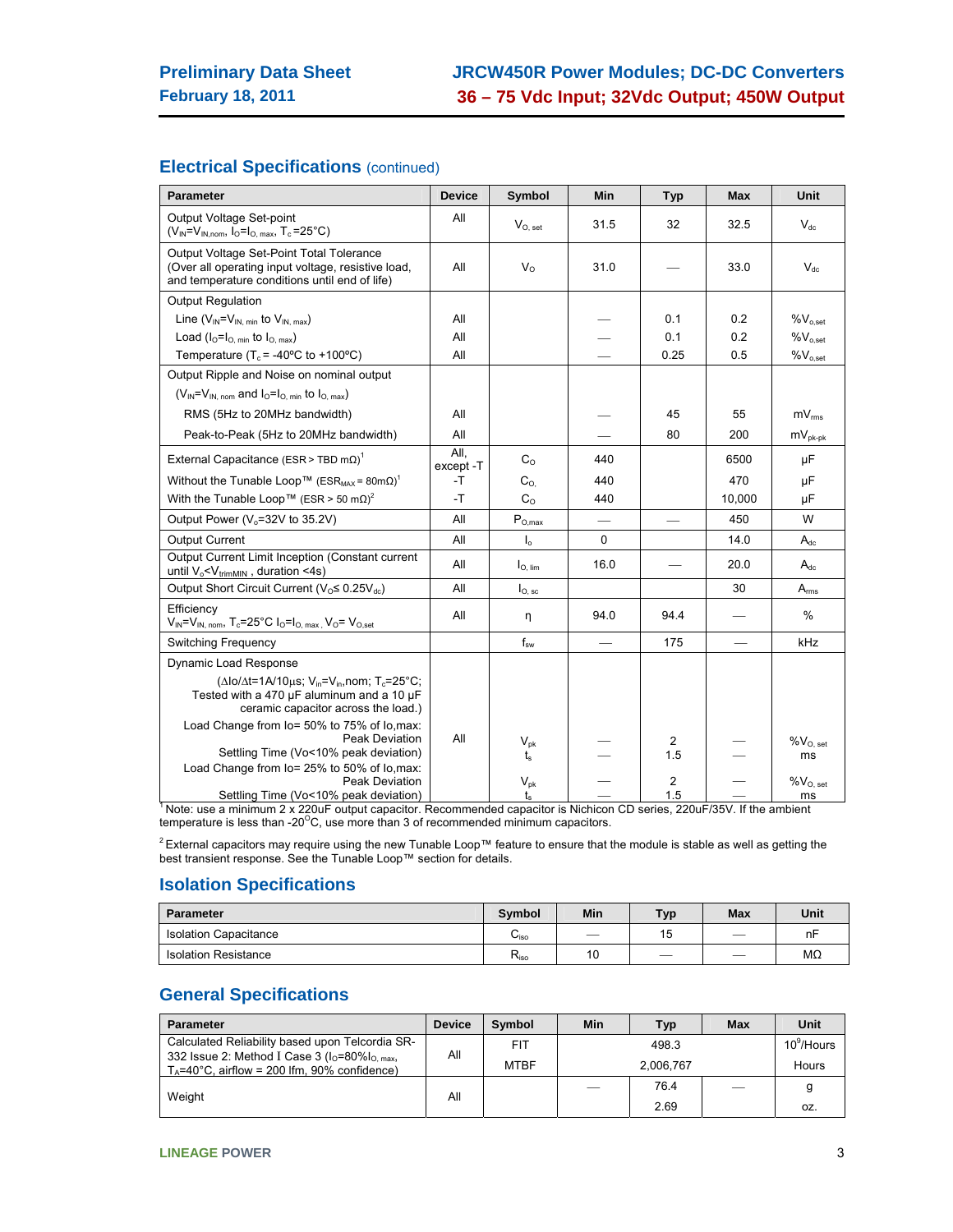## Electrical Specifications (continued)

| Parameter | Device | Symbol | Min | Typ | Max | Unit |
|---|---|---|---|---|---|---|
| Output Voltage Set-point ($V_{IN}$=$V_{IN,nom}$, $I_O$=$I_{O,\,max}$, $T_c$=25°C) | All | $V_{O,\,set}$ | 31.5 | 32 | 32.5 | $V_{dc}$ |
| Output Voltage Set-Point Total Tolerance (Over all operating input voltage, resistive load, and temperature conditions until end of life) | All | $V_O$ | 31.0 | — | 33.0 | $V_{dc}$ |
| Output Regulation | | | | | | |
| Line ($V_{IN}$=$V_{IN,\,min}$ to $V_{IN,\,max}$) | All | | — | 0.1 | 0.2 | $\%V_{o,set}$ |
| Load ($I_O$=$I_{O,\,min}$ to $I_{O,\,max}$) | All | | — | 0.1 | 0.2 | $\%V_{o,set}$ |
| Temperature ($T_c$ = -40ºC to +100ºC) | All | | — | 0.25 | 0.5 | $\%V_{o,set}$ |
| Output Ripple and Noise on nominal output ($V_{IN}$=$V_{IN,\,nom}$ and $I_O$=$I_{O,\,min}$ to $I_{O,\,max}$) | | | | | | |
| RMS (5Hz to 20MHz bandwidth) | All | | — | 45 | 55 | $mV_{rms}$ |
| Peak-to-Peak (5Hz to 20MHz bandwidth) | All | | — | 80 | 200 | $mV_{pk-pk}$ |
| External Capacitance (ESR > TBD mΩ)[1] | All, except -T | $C_O$ | 440 | | 6500 | μF |
| Without the Tunable Loop™ ($ESR_{MAX}$ = 80mΩ)[1] | -T | $C_O$ | 440 | | 470 | μF |
| With the Tunable Loop™ (ESR > 50 mΩ)[2] | -T | $C_O$ | 440 | | 10,000 | μF |
| Output Power ($V_o$=32V to 35.2V) | All | $P_{O,max}$ | — | — | 450 | W |
| Output Current | All | $I_o$ | 0 | | 14.0 | $A_{dc}$ |
| Output Current Limit Inception (Constant current until $V_o$<$V_{trimMIN}$ , duration <4s) | All | $I_{O,\,lim}$ | 16.0 | — | 20.0 | $A_{dc}$ |
| Output Short Circuit Current ($V_O$≤ 0.25$V_{dc}$) | All | $I_{O,\,sc}$ | | | 30 | $A_{rms}$ |
| Efficiency $V_{IN}$=$V_{IN,\,nom}$, $T_c$=25°C $I_O$=$I_{O,\,max}$ , $V_O$= $V_{O,set}$ | All | η | 94.0 | 94.4 | — | % |
| Switching Frequency | | $f_{sw}$ | — | 175 | — | kHz |
| Dynamic Load Response (ΔIo/Δt=1A/10μs; $V_{in}$=$V_{in}$,nom; $T_c$=25°C; Tested with a 470 μF aluminum and a 10 μF ceramic capacitor across the load.) | | | | | | |
| Load Change from Io= 50% to 75% of Io,max: Peak Deviation | All | $V_{pk}$ | — | 2 | — | $\%V_{O,\,set}$ |
| Settling Time (Vo<10% peak deviation) | | $t_s$ | — | 1.5 | — | ms |
| Load Change from Io= 25% to 50% of Io,max: Peak Deviation | | $V_{pk}$ | — | 2 | — | $\%V_{O,\,set}$ |
| Settling Time (Vo<10% peak deviation) | | $t_s$ | — | 1.5 | — | ms |

[1] Note: use a minimum 2 x 220uF output capacitor. Recommended capacitor is Nichicon CD series, 220uF/35V. If the ambient temperature is less than -20ºC, use more than 3 of recommended minimum capacitors.

[2] External capacitors may require using the new Tunable Loop™ feature to ensure that the module is stable as well as getting the best transient response. See the Tunable Loop™ section for details.

## Isolation Specifications

| Parameter | Symbol | Min | Typ | Max | Unit |
|---|---|---|---|---|---|
| Isolation Capacitance | $C_{iso}$ | — | 15 | — | nF |
| Isolation Resistance | $R_{iso}$ | 10 | — | — | MΩ |

## General Specifications

| Parameter | Device | Symbol | Min | Typ | Max | Unit |
|---|---|---|---|---|---|---|
| Calculated Reliability based upon Telcordia SR-332 Issue 2: Method I Case 3 ($I_O$=80%$I_{O,\,max}$, $T_A$=40°C, airflow = 200 lfm, 90% confidence) | All | FIT | | 498.3 | | $10^9$/Hours |
| | | MTBF | | 2,006,767 | | Hours |
| Weight | All | | — | 76.4 | — | g |
| | | | | 2.69 | | oz. |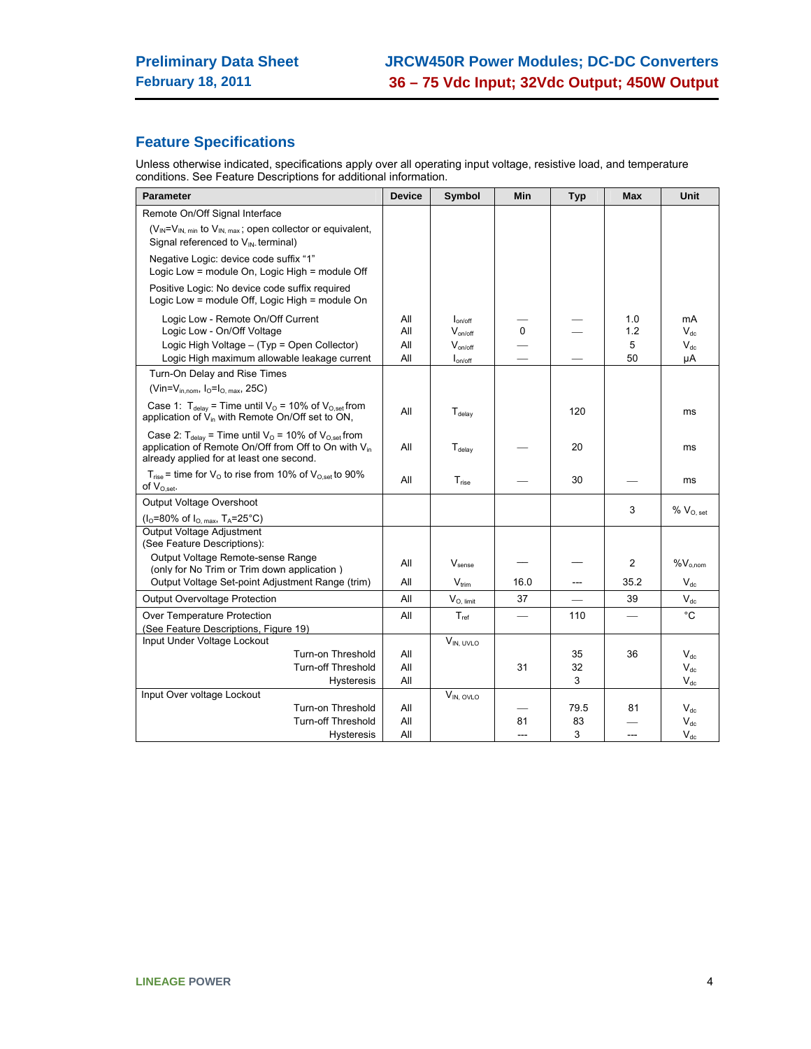## Feature Specifications

Unless otherwise indicated, specifications apply over all operating input voltage, resistive load, and temperature conditions. See Feature Descriptions for additional information.

| Parameter | Device | Symbol | Min | Typ | Max | Unit |
|---|---|---|---|---|---|---|
| Remote On/Off Signal Interface | | | | | | |
| ($V_{IN}$=$V_{IN,\,min}$ to $V_{IN,\,max}$ ; open collector or equivalent, Signal referenced to $V_{IN-}$ terminal) | | | | | | |
| Negative Logic: device code suffix "1" Logic Low = module On, Logic High = module Off | | | | | | |
| Positive Logic: No device code suffix required Logic Low = module Off, Logic High = module On | | | | | | |
| Logic Low - Remote On/Off Current | All | $I_{on/off}$ | — | — | 1.0 | mA |
| Logic Low - On/Off Voltage | All | $V_{on/off}$ | 0 | — | 1.2 | $V_{dc}$ |
| Logic High Voltage – (Typ = Open Collector) | All | $V_{on/off}$ | — | | 5 | $V_{dc}$ |
| Logic High maximum allowable leakage current | All | $I_{on/off}$ | — | — | 50 | μA |
| Turn-On Delay and Rise Times | | | | | | |
| (Vin=$V_{in,nom}$, $I_O$=$I_{O,\,max}$, 25C) | | | | | | |
| Case 1: $T_{delay}$ = Time until $V_O$ = 10% of $V_{O,set}$ from application of $V_{in}$ with Remote On/Off set to ON, | All | $T_{delay}$ | | 120 | | ms |
| Case 2: $T_{delay}$ = Time until $V_O$ = 10% of $V_{O,set}$ from application of Remote On/Off from Off to On with $V_{in}$ already applied for at least one second. | All | $T_{delay}$ | — | 20 | | ms |
| $T_{rise}$ = time for $V_O$ to rise from 10% of $V_{O,set}$ to 90% of $V_{O,set}$. | All | $T_{rise}$ | — | 30 | — | ms |
| Output Voltage Overshoot ($I_O$=80% of $I_{O,\,max}$, $T_A$=25°C) | | | | | 3 | % $V_{O,\,set}$ |
| Output Voltage Adjustment (See Feature Descriptions): | | | | | | |
| Output Voltage Remote-sense Range (only for No Trim or Trim down application ) | All | $V_{sense}$ | — | — | 2 | %$V_{o,nom}$ |
| Output Voltage Set-point Adjustment Range (trim) | All | $V_{trim}$ | 16.0 | --- | 35.2 | $V_{dc}$ |
| Output Overvoltage Protection | All | $V_{O,\,limit}$ | 37 | — | 39 | $V_{dc}$ |
| Over Temperature Protection (See Feature Descriptions, Figure 19) | All | $T_{ref}$ | — | 110 | — | °C |
| Input Under Voltage Lockout | | $V_{IN,\,UVLO}$ | | | | |
| Turn-on Threshold | All | | | 35 | 36 | $V_{dc}$ |
| Turn-off Threshold | All | | 31 | 32 | | $V_{dc}$ |
| Hysteresis | All | | | 3 | | $V_{dc}$ |
| Input Over voltage Lockout | | $V_{IN,\,OVLO}$ | | | | |
| Turn-on Threshold | All | | — | 79.5 | 81 | $V_{dc}$ |
| Turn-off Threshold | All | | 81 | 83 | — | $V_{dc}$ |
| Hysteresis | All | | --- | 3 | --- | $V_{dc}$ |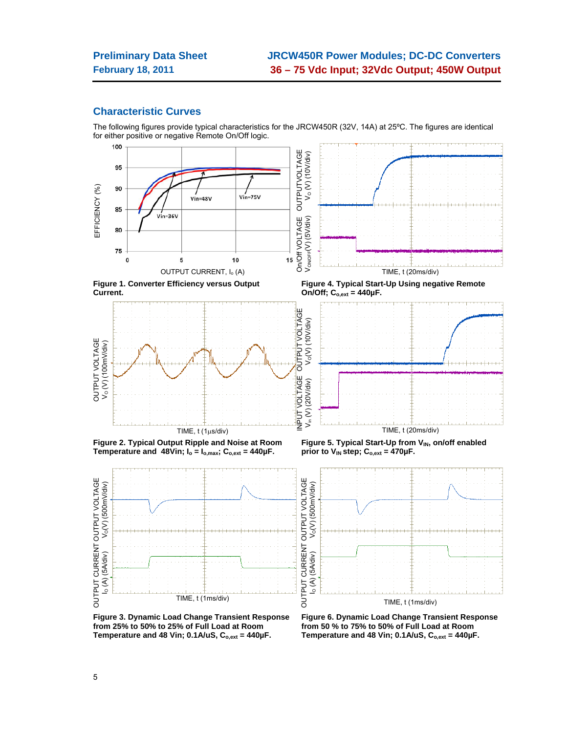## Characteristic Curves

The following figures provide typical characteristics for the JRCW450R (32V, 14A) at 25ºC. The figures are identical for either positive or negative Remote On/Off logic.

**Figure 1. Converter Efficiency versus Output Current.**

**Figure 4. Typical Start-Up Using negative Remote On/Off; $C_{o,ext}$ = 440μF.**

**Figure 2. Typical Output Ripple and Noise at Room Temperature and 48Vin; $I_o = I_{o,max}$; $C_{o,ext}$ = 440μF.**

**Figure 5. Typical Start-Up from $V_{IN}$, on/off enabled prior to $V_{IN}$ step; $C_{o,ext}$ = 470μF.**

**Figure 3. Dynamic Load Change Transient Response from 25% to 50% to 25% of Full Load at Room Temperature and 48 Vin; 0.1A/uS, $C_{o,ext}$ = 440μF.**

**Figure 6. Dynamic Load Change Transient Response from 50 % to 75% to 50% of Full Load at Room Temperature and 48 Vin; 0.1A/uS, $C_{o,ext}$ = 440μF.**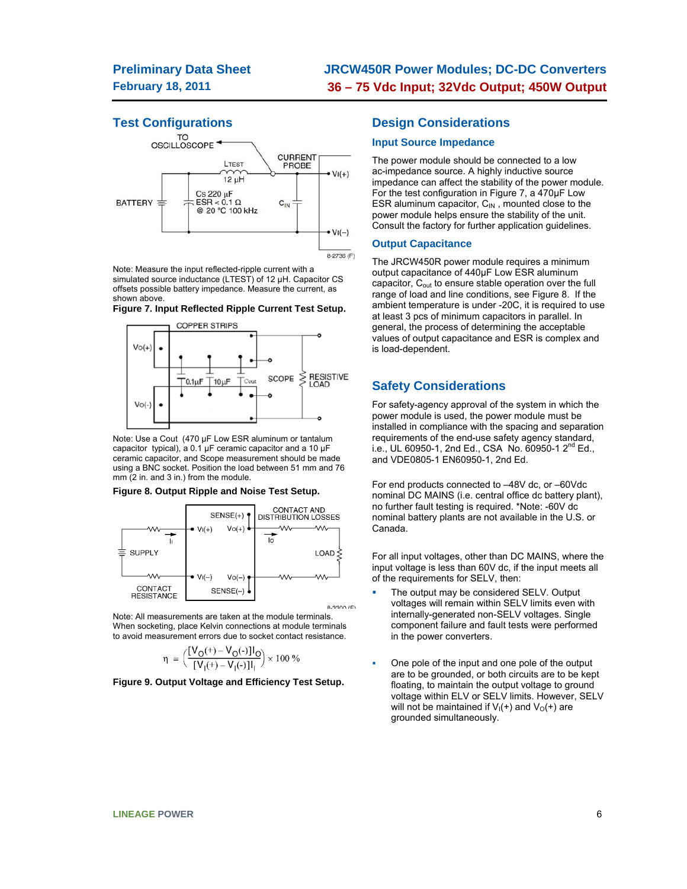## Test Configurations

Note: Measure the input reflected-ripple current with a simulated source inductance (LTEST) of 12 µH. Capacitor CS offsets possible battery impedance. Measure the current, as shown above.

**Figure 7. Input Reflected Ripple Current Test Setup.**

Note: Use a Cout (470 µF Low ESR aluminum or tantalum capacitor typical), a 0.1 µF ceramic capacitor and a 10 µF ceramic capacitor, and Scope measurement should be made using a BNC socket. Position the load between 51 mm and 76 mm (2 in. and 3 in.) from the module.

**Figure 8. Output Ripple and Noise Test Setup.**

Note: All measurements are taken at the module terminals. When socketing, place Kelvin connections at module terminals to avoid measurement errors due to socket contact resistance.

$$\eta = \left( \frac{[V_O(+) - V_O(-)]I_O}{[V_I(+) - V_I(-)]I_I} \right) \times 100\ \%$$

**Figure 9. Output Voltage and Efficiency Test Setup.**

## Design Considerations

### Input Source Impedance

The power module should be connected to a low ac-impedance source. A highly inductive source impedance can affect the stability of the power module. For the test configuration in Figure 7, a 470µF Low ESR aluminum capacitor, $C_{IN}$ , mounted close to the power module helps ensure the stability of the unit. Consult the factory for further application guidelines.

### Output Capacitance

The JRCW450R power module requires a minimum output capacitance of 440µF Low ESR aluminum capacitor, $C_{out}$ to ensure stable operation over the full range of load and line conditions, see Figure 8. If the ambient temperature is under -20C, it is required to use at least 3 pcs of minimum capacitors in parallel. In general, the process of determining the acceptable values of output capacitance and ESR is complex and is load-dependent.

## Safety Considerations

For safety-agency approval of the system in which the power module is used, the power module must be installed in compliance with the spacing and separation requirements of the end-use safety agency standard, i.e., UL 60950-1, 2nd Ed., CSA No. 60950-1 2[nd] Ed., and VDE0805-1 EN60950-1, 2nd Ed.

For end products connected to –48V dc, or –60Vdc nominal DC MAINS (i.e. central office dc battery plant), no further fault testing is required. *Note: -60V dc nominal battery plants are not available in the U.S. or Canada.

For all input voltages, other than DC MAINS, where the input voltage is less than 60V dc, if the input meets all of the requirements for SELV, then:

- The output may be considered SELV. Output voltages will remain within SELV limits even with internally-generated non-SELV voltages. Single component failure and fault tests were performed in the power converters.
- One pole of the input and one pole of the output are to be grounded, or both circuits are to be kept floating, to maintain the output voltage to ground voltage within ELV or SELV limits. However, SELV will not be maintained if $V_I(+)$ and $V_O(+)$ are grounded simultaneously.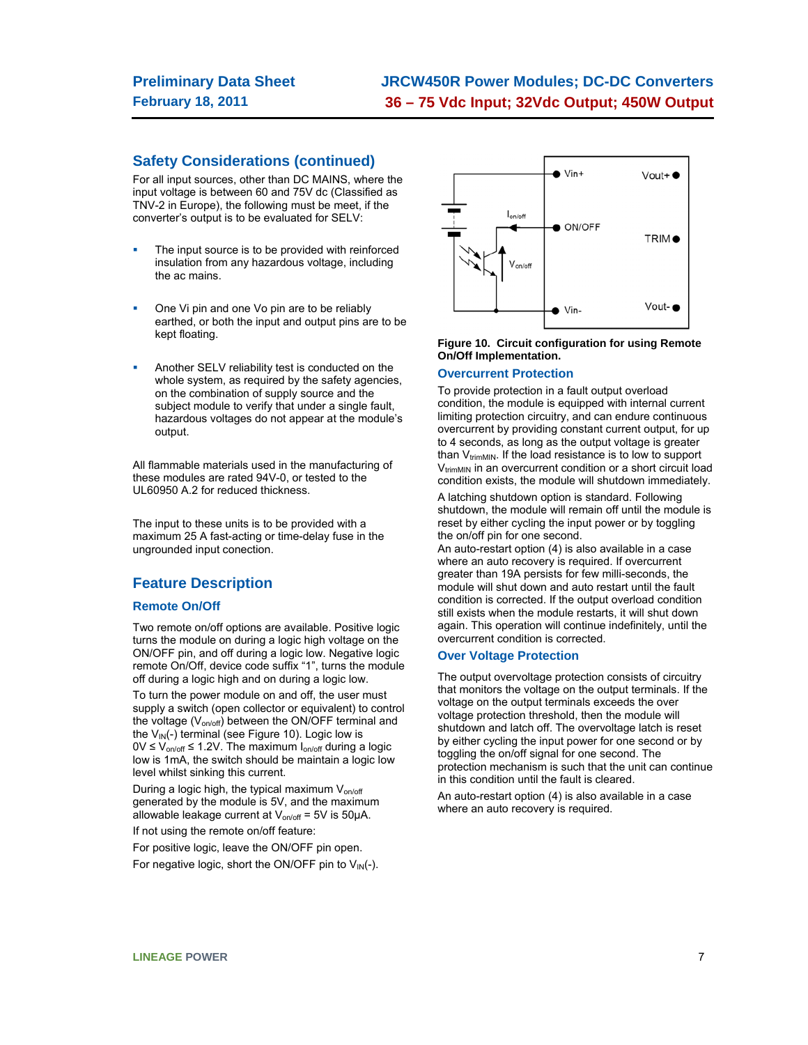## Safety Considerations (continued)

For all input sources, other than DC MAINS, where the input voltage is between 60 and 75V dc (Classified as TNV-2 in Europe), the following must be meet, if the converter's output is to be evaluated for SELV:

- The input source is to be provided with reinforced insulation from any hazardous voltage, including the ac mains.
- One Vi pin and one Vo pin are to be reliably earthed, or both the input and output pins are to be kept floating.
- Another SELV reliability test is conducted on the whole system, as required by the safety agencies, on the combination of supply source and the subject module to verify that under a single fault, hazardous voltages do not appear at the module's output.

All flammable materials used in the manufacturing of these modules are rated 94V-0, or tested to the UL60950 A.2 for reduced thickness.

The input to these units is to be provided with a maximum 25 A fast-acting or time-delay fuse in the ungrounded input conection.

## Feature Description

### Remote On/Off

Two remote on/off options are available. Positive logic turns the module on during a logic high voltage on the ON/OFF pin, and off during a logic low. Negative logic remote On/Off, device code suffix "1", turns the module off during a logic high and on during a logic low.

To turn the power module on and off, the user must supply a switch (open collector or equivalent) to control the voltage ($V_{on/off}$) between the ON/OFF terminal and the $V_{IN}$(-) terminal (see Figure 10). Logic low is $0V \leq V_{on/off} \leq 1.2V$. The maximum $I_{on/off}$ during a logic low is 1mA, the switch should be maintain a logic low level whilst sinking this current.

During a logic high, the typical maximum $V_{on/off}$ generated by the module is 5V, and the maximum allowable leakage current at $V_{on/off}$ = 5V is 50μA.

If not using the remote on/off feature:

For positive logic, leave the ON/OFF pin open.

For negative logic, short the ON/OFF pin to $V_{IN}$(-).

**Figure 10. Circuit configuration for using Remote On/Off Implementation.**

### Overcurrent Protection

To provide protection in a fault output overload condition, the module is equipped with internal current limiting protection circuitry, and can endure continuous overcurrent by providing constant current output, for up to 4 seconds, as long as the output voltage is greater than $V_{trimMIN}$. If the load resistance is to low to support $V_{trimMIN}$ in an overcurrent condition or a short circuit load condition exists, the module will shutdown immediately.

A latching shutdown option is standard. Following shutdown, the module will remain off until the module is reset by either cycling the input power or by toggling the on/off pin for one second.

An auto-restart option (4) is also available in a case where an auto recovery is required. If overcurrent greater than 19A persists for few milli-seconds, the module will shut down and auto restart until the fault condition is corrected. If the output overload condition still exists when the module restarts, it will shut down again. This operation will continue indefinitely, until the overcurrent condition is corrected.

### Over Voltage Protection

The output overvoltage protection consists of circuitry that monitors the voltage on the output terminals. If the voltage on the output terminals exceeds the over voltage protection threshold, then the module will shutdown and latch off. The overvoltage latch is reset by either cycling the input power for one second or by toggling the on/off signal for one second. The protection mechanism is such that the unit can continue in this condition until the fault is cleared.

An auto-restart option (4) is also available in a case where an auto recovery is required.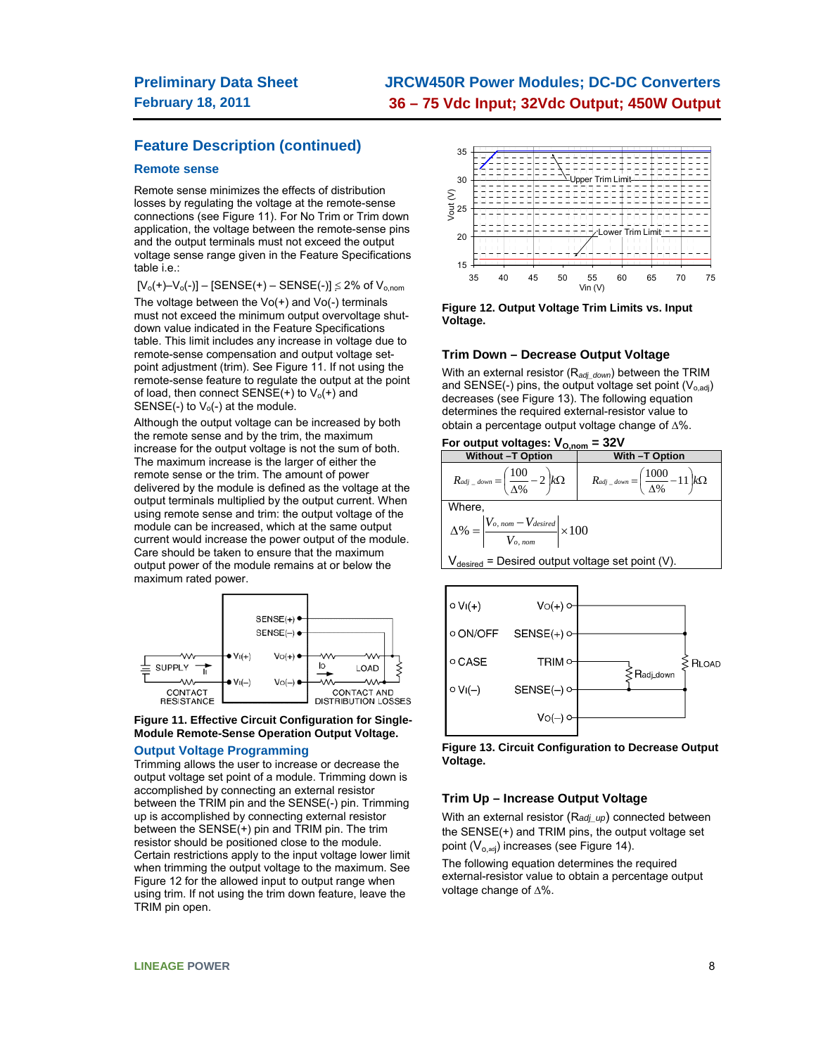## Feature Description (continued)

### Remote sense

Remote sense minimizes the effects of distribution losses by regulating the voltage at the remote-sense connections (see Figure 11). For No Trim or Trim down application, the voltage between the remote-sense pins and the output terminals must not exceed the output voltage sense range given in the Feature Specifications table i.e.:

$[V_o(+)–V_o(-)] – [SENSE(+) – SENSE(-)] \leq 2\%$ of $V_{o,nom}$

The voltage between the Vo(+) and Vo(-) terminals must not exceed the minimum output overvoltage shut-down value indicated in the Feature Specifications table. This limit includes any increase in voltage due to remote-sense compensation and output voltage set-point adjustment (trim). See Figure 11. If not using the remote-sense feature to regulate the output at the point of load, then connect SENSE(+) to $V_o(+)$ and SENSE(-) to $V_o(-)$ at the module.

Although the output voltage can be increased by both the remote sense and by the trim, the maximum increase for the output voltage is not the sum of both. The maximum increase is the larger of either the remote sense or the trim. The amount of power delivered by the module is defined as the voltage at the output terminals multiplied by the output current. When using remote sense and trim: the output voltage of the module can be increased, which at the same output current would increase the power output of the module. Care should be taken to ensure that the maximum output power of the module remains at or below the maximum rated power.

**Figure 11. Effective Circuit Configuration for Single-Module Remote-Sense Operation Output Voltage.**

### Output Voltage Programming

Trimming allows the user to increase or decrease the output voltage set point of a module. Trimming down is accomplished by connecting an external resistor between the TRIM pin and the SENSE(-) pin. Trimming up is accomplished by connecting external resistor between the SENSE(+) pin and TRIM pin. The trim resistor should be positioned close to the module. Certain restrictions apply to the input voltage lower limit when trimming the output voltage to the maximum. See Figure 12 for the allowed input to output range when using trim. If not using the trim down feature, leave the TRIM pin open.

**Figure 12. Output Voltage Trim Limits vs. Input Voltage.**

### Trim Down – Decrease Output Voltage

With an external resistor ($R_{adj\_down}$) between the TRIM and SENSE(-) pins, the output voltage set point ($V_{o,adj}$) decreases (see Figure 13). The following equation determines the required external-resistor value to obtain a percentage output voltage change of $\Delta\%$.

**For output voltages: $V_{O,nom}$ = 32V**

| Without –T Option | With –T Option |
|---|---|
| $R_{adj\_down} = \left(\frac{100}{\Delta\%} - 2\right) k\Omega$ | $R_{adj\_down} = \left(\frac{1000}{\Delta\%} - 11\right) k\Omega$ |

Where,

$$\Delta\% = \left|\frac{V_{o,nom} - V_{desired}}{V_{o,nom}}\right| \times 100$$

$V_{desired}$ = Desired output voltage set point (V).

**Figure 13. Circuit Configuration to Decrease Output Voltage.**

### Trim Up – Increase Output Voltage

With an external resistor ($R_{adj\_up}$) connected between the SENSE(+) and TRIM pins, the output voltage set point ($V_{o,adj}$) increases (see Figure 14).

The following equation determines the required external-resistor value to obtain a percentage output voltage change of $\Delta\%$.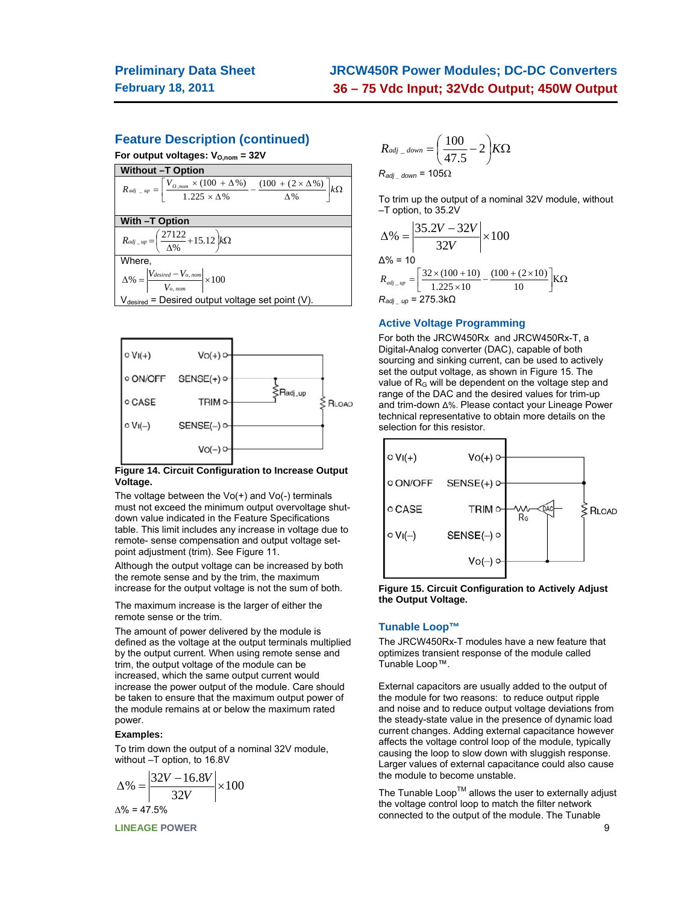## Feature Description (continued)

**For output voltages: $V_{O,nom}$ = 32V**

| Without –T Option |
|---|
| $R_{adj\_up} = \left[ \frac{V_{O,nom} \times (100 + \Delta\%)}{1.225 \times \Delta\%} - \frac{(100 + (2 \times \Delta\%)}{\Delta\%} \right] k\Omega$ |
| **With –T Option** |
| $R_{adj\_up} = \left( \frac{27122}{\Delta\%} + 15.12 \right) k\Omega$ |
| Where, $\Delta\% = \left\| \frac{V_{desired} - V_{o,nom}}{V_{o,nom}} \right\| \times 100$ |
| $V_{desired}$ = Desired output voltage set point (V). |

**Figure 14. Circuit Configuration to Increase Output Voltage.**

The voltage between the Vo(+) and Vo(-) terminals must not exceed the minimum output overvoltage shut-down value indicated in the Feature Specifications table. This limit includes any increase in voltage due to remote- sense compensation and output voltage set-point adjustment (trim). See Figure 11.

Although the output voltage can be increased by both the remote sense and by the trim, the maximum increase for the output voltage is not the sum of both.

The maximum increase is the larger of either the remote sense or the trim.

The amount of power delivered by the module is defined as the voltage at the output terminals multiplied by the output current. When using remote sense and trim, the output voltage of the module can be increased, which the same output current would increase the power output of the module. Care should be taken to ensure that the maximum output power of the module remains at or below the maximum rated power.

**Examples:**

To trim down the output of a nominal 32V module, without –T option, to 16.8V

$$\Delta\% = \left| \frac{32V - 16.8V}{32V} \right| \times 100$$

$\Delta\%$ = 47.5%

$$R_{adj\_down} = \left( \frac{100}{47.5} - 2 \right) K\Omega$$

$R_{adj\_down}$ = 105Ω

To trim up the output of a nominal 32V module, without –T option, to 35.2V

$$\Delta\% = \left| \frac{35.2V - 32V}{32V} \right| \times 100$$

$\Delta\%$ = 10

$$R_{adj\_up} = \left[ \frac{32 \times (100 + 10)}{1.225 \times 10} - \frac{(100 + (2 \times 10)}{10} \right] K\Omega$$

$R_{adj\_up}$ = 275.3kΩ

## Active Voltage Programming

For both the JRCW450Rx and JRCW450Rx-T, a Digital-Analog converter (DAC), capable of both sourcing and sinking current, can be used to actively set the output voltage, as shown in Figure 15. The value of $R_G$ will be dependent on the voltage step and range of the DAC and the desired values for trim-up and trim-down $\Delta\%$. Please contact your Lineage Power technical representative to obtain more details on the selection for this resistor.

**Figure 15. Circuit Configuration to Actively Adjust the Output Voltage.**

## Tunable Loop™

The JRCW450Rx-T modules have a new feature that optimizes transient response of the module called Tunable Loop™.

External capacitors are usually added to the output of the module for two reasons: to reduce output ripple and noise and to reduce output voltage deviations from the steady-state value in the presence of dynamic load current changes. Adding external capacitance however affects the voltage control loop of the module, typically causing the loop to slow down with sluggish response. Larger values of external capacitance could also cause the module to become unstable.

The Tunable Loop[TM] allows the user to externally adjust the voltage control loop to match the filter network connected to the output of the module. The Tunable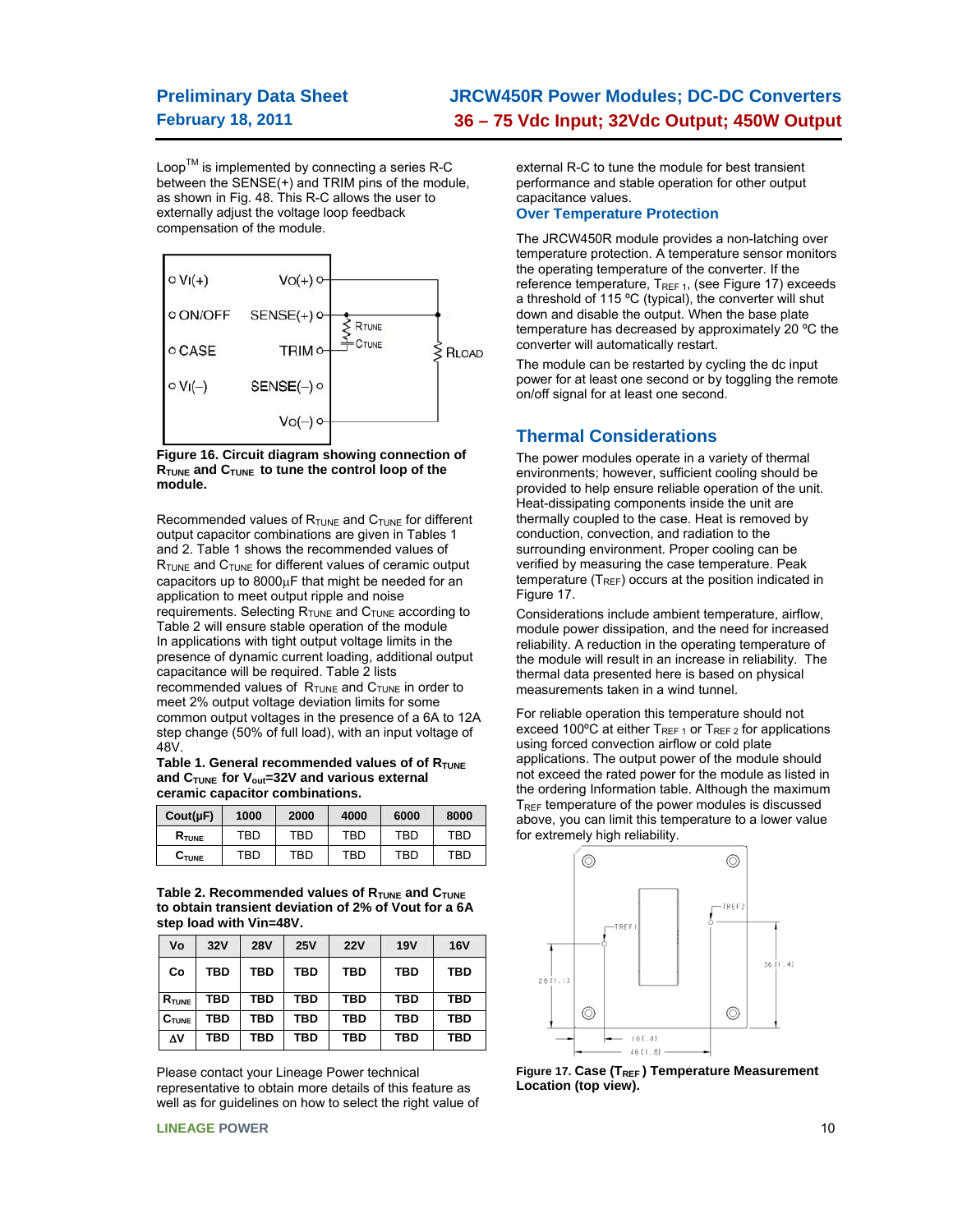Loop™ is implemented by connecting a series R-C between the SENSE(+) and TRIM pins of the module, as shown in Fig. 48. This R-C allows the user to externally adjust the voltage loop feedback compensation of the module.

**Figure 16. Circuit diagram showing connection of $R_{TUNE}$ and $C_{TUNE}$ to tune the control loop of the module.**

Recommended values of $R_{TUNE}$ and $C_{TUNE}$ for different output capacitor combinations are given in Tables 1 and 2. Table 1 shows the recommended values of $R_{TUNE}$ and $C_{TUNE}$ for different values of ceramic output capacitors up to 8000μF that might be needed for an application to meet output ripple and noise requirements. Selecting $R_{TUNE}$ and $C_{TUNE}$ according to Table 2 will ensure stable operation of the module
In applications with tight output voltage limits in the presence of dynamic current loading, additional output capacitance will be required. Table 2 lists recommended values of $R_{TUNE}$ and $C_{TUNE}$ in order to meet 2% output voltage deviation limits for some common output voltages in the presence of a 6A to 12A step change (50% of full load), with an input voltage of 48V.

**Table 1. General recommended values of of $R_{TUNE}$ and $C_{TUNE}$ for $V_{out}$=32V and various external ceramic capacitor combinations.**

| Cout(μF) | 1000 | 2000 | 4000 | 6000 | 8000 |
|---|---|---|---|---|---|
| $R_{TUNE}$ | TBD | TBD | TBD | TBD | TBD |
| $C_{TUNE}$ | TBD | TBD | TBD | TBD | TBD |

**Table 2. Recommended values of $R_{TUNE}$ and $C_{TUNE}$ to obtain transient deviation of 2% of Vout for a 6A step load with Vin=48V.**

| Vo | 32V | 28V | 25V | 22V | 19V | 16V |
|---|---|---|---|---|---|---|
| Co | TBD | TBD | TBD | TBD | TBD | TBD |
| $R_{TUNE}$ | TBD | TBD | TBD | TBD | TBD | TBD |
| $C_{TUNE}$ | TBD | TBD | TBD | TBD | TBD | TBD |
| ΔV | TBD | TBD | TBD | TBD | TBD | TBD |

Please contact your Lineage Power technical representative to obtain more details of this feature as well as for guidelines on how to select the right value of external R-C to tune the module for best transient performance and stable operation for other output capacitance values.

### Over Temperature Protection

The JRCW450R module provides a non-latching over temperature protection. A temperature sensor monitors the operating temperature of the converter. If the reference temperature, $T_{REF\ 1}$, (see Figure 17) exceeds a threshold of 115 ºC (typical), the converter will shut down and disable the output. When the base plate temperature has decreased by approximately 20 ºC the converter will automatically restart.

The module can be restarted by cycling the dc input power for at least one second or by toggling the remote on/off signal for at least one second.

## Thermal Considerations

The power modules operate in a variety of thermal environments; however, sufficient cooling should be provided to help ensure reliable operation of the unit. Heat-dissipating components inside the unit are thermally coupled to the case. Heat is removed by conduction, convection, and radiation to the surrounding environment. Proper cooling can be verified by measuring the case temperature. Peak temperature ($T_{REF}$) occurs at the position indicated in Figure 17.

Considerations include ambient temperature, airflow, module power dissipation, and the need for increased reliability. A reduction in the operating temperature of the module will result in an increase in reliability. The thermal data presented here is based on physical measurements taken in a wind tunnel.

For reliable operation this temperature should not exceed 100ºC at either $T_{REF\ 1}$ or $T_{REF\ 2}$ for applications using forced convection airflow or cold plate applications. The output power of the module should not exceed the rated power for the module as listed in the ordering Information table. Although the maximum $T_{REF}$ temperature of the power modules is discussed above, you can limit this temperature to a lower value for extremely high reliability.

**Figure 17. Case ($T_{REF}$) Temperature Measurement Location (top view).**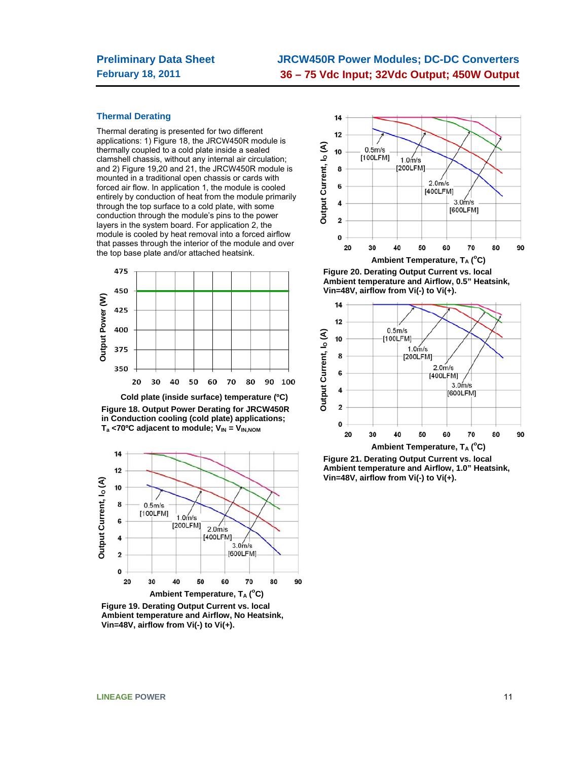### Thermal Derating

Thermal derating is presented for two different applications: 1) Figure 18, the JRCW450R module is thermally coupled to a cold plate inside a sealed clamshell chassis, without any internal air circulation; and 2) Figure 19,20 and 21, the JRCW450R module is mounted in a traditional open chassis or cards with forced air flow. In application 1, the module is cooled entirely by conduction of heat from the module primarily through the top surface to a cold plate, with some conduction through the module's pins to the power layers in the system board. For application 2, the module is cooled by heat removal into a forced airflow that passes through the interior of the module and over the top base plate and/or attached heatsink.

**Figure 18. Output Power Derating for JRCW450R in Conduction cooling (cold plate) applications; $T_a$ <70ºC adjacent to module; $V_{IN} = V_{IN,NOM}$**

**Figure 19. Derating Output Current vs. local Ambient temperature and Airflow, No Heatsink, Vin=48V, airflow from Vi(-) to Vi(+).**

**Figure 20. Derating Output Current vs. local Ambient temperature and Airflow, 0.5" Heatsink, Vin=48V, airflow from Vi(-) to Vi(+).**

**Figure 21. Derating Output Current vs. local Ambient temperature and Airflow, 1.0" Heatsink, Vin=48V, airflow from Vi(-) to Vi(+).**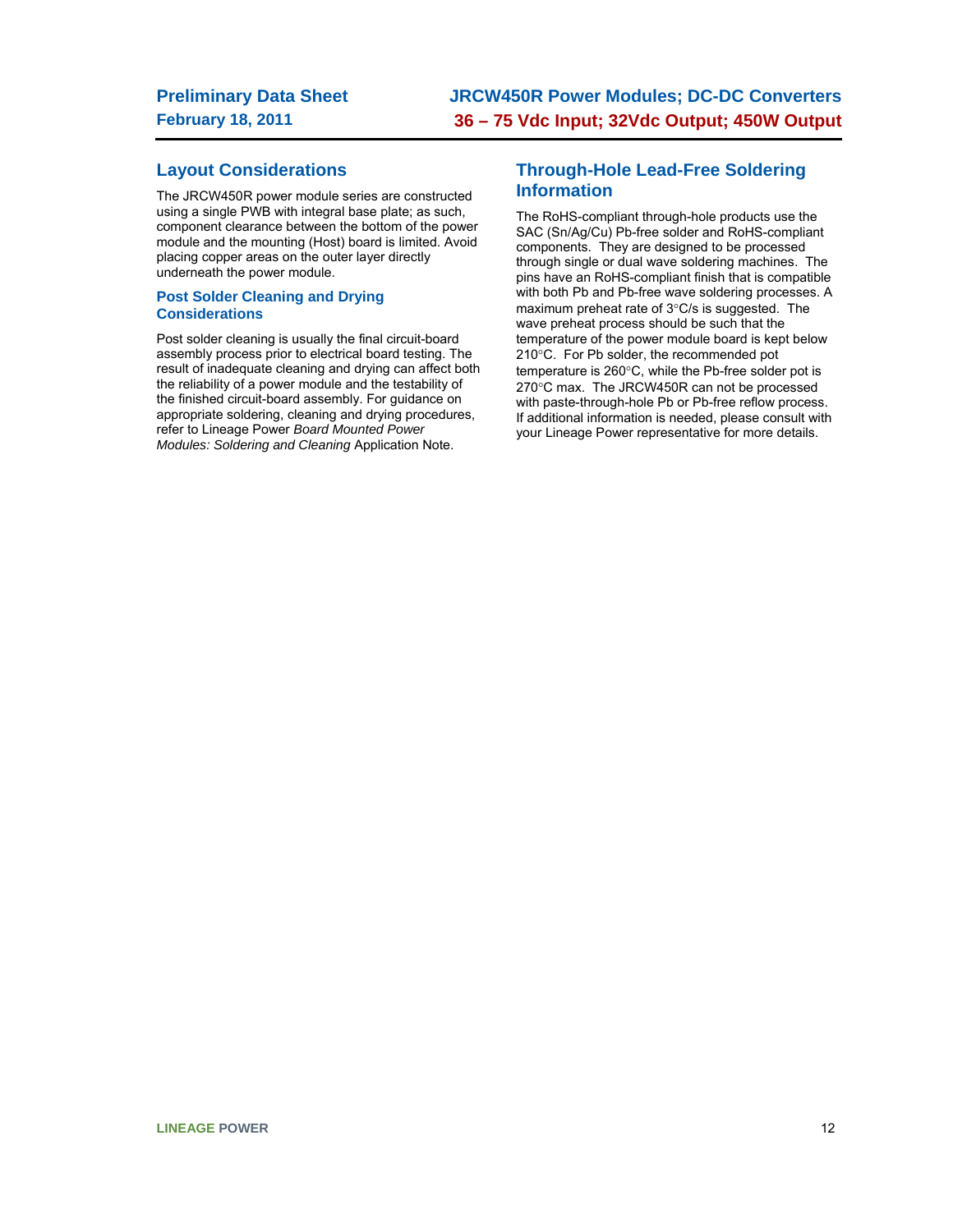## Layout Considerations

The JRCW450R power module series are constructed using a single PWB with integral base plate; as such, component clearance between the bottom of the power module and the mounting (Host) board is limited. Avoid placing copper areas on the outer layer directly underneath the power module.

### Post Solder Cleaning and Drying Considerations

Post solder cleaning is usually the final circuit-board assembly process prior to electrical board testing. The result of inadequate cleaning and drying can affect both the reliability of a power module and the testability of the finished circuit-board assembly. For guidance on appropriate soldering, cleaning and drying procedures, refer to Lineage Power *Board Mounted Power Modules: Soldering and Cleaning* Application Note.

## Through-Hole Lead-Free Soldering Information

The RoHS-compliant through-hole products use the SAC (Sn/Ag/Cu) Pb-free solder and RoHS-compliant components. They are designed to be processed through single or dual wave soldering machines. The pins have an RoHS-compliant finish that is compatible with both Pb and Pb-free wave soldering processes. A maximum preheat rate of 3°C/s is suggested. The wave preheat process should be such that the temperature of the power module board is kept below 210°C. For Pb solder, the recommended pot temperature is 260°C, while the Pb-free solder pot is 270°C max. The JRCW450R can not be processed with paste-through-hole Pb or Pb-free reflow process. If additional information is needed, please consult with your Lineage Power representative for more details.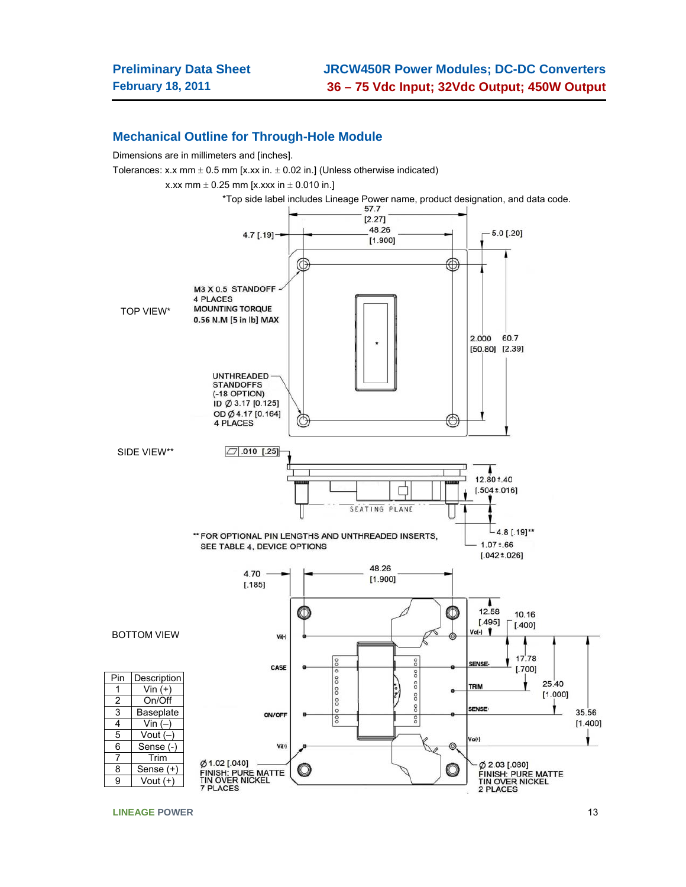## Mechanical Outline for Through-Hole Module

Dimensions are in millimeters and [inches].

Tolerances: x.x mm ± 0.5 mm [x.xx in. ± 0.02 in.] (Unless otherwise indicated)

x.xx mm ± 0.25 mm [x.xxx in ± 0.010 in.]

*Top side label includes Lineage Power name, product designation, and data code.

TOP VIEW*

M3 X 0.5 STANDOFF 4 PLACES MOUNTING TORQUE 0.56 N.M [5 in lb] MAX

UNTHREADED STANDOFFS (-18 OPTION) ID Ø 3.17 [0.125] OD Ø 4.17 [0.164] 4 PLACES

57.7 [2.27]; 48.26 [1.900]; 4.7 [.19]; 5.0 [.20]; 2.000 [50.80]; 60.7 [2.39]

SIDE VIEW**

.010 [.25]; 12.80±.40 [.504±.016]; SEATING PLANE; 4.8 [.19]**; 1.07±.66 [.042±.026]

** FOR OPTIONAL PIN LENGTHS AND UNTHREADED INSERTS, SEE TABLE 4, DEVICE OPTIONS

BOTTOM VIEW

4.70 [.185]; 48.26 [1.900]; 12.58 [.495]; 10.16 [.400]; 17.78 [.700]; 25.40 [1.000]; 35.56 [1.400]

Vi(-), CASE, ON/OFF, Vi(+), Vo(-), SENSE-, TRIM, SENSE+, Vo(+)

Ø 1.02 [.040] FINISH: PURE MATTE TIN OVER NICKEL 7 PLACES

Ø 2.03 [.080] FINISH: PURE MATTE TIN OVER NICKEL 2 PLACES

| Pin | Description |
|---|---|
| 1 | Vin (+) |
| 2 | On/Off |
| 3 | Baseplate |
| 4 | Vin (–) |
| 5 | Vout (–) |
| 6 | Sense (-) |
| 7 | Trim |
| 8 | Sense (+) |
| 9 | Vout (+) |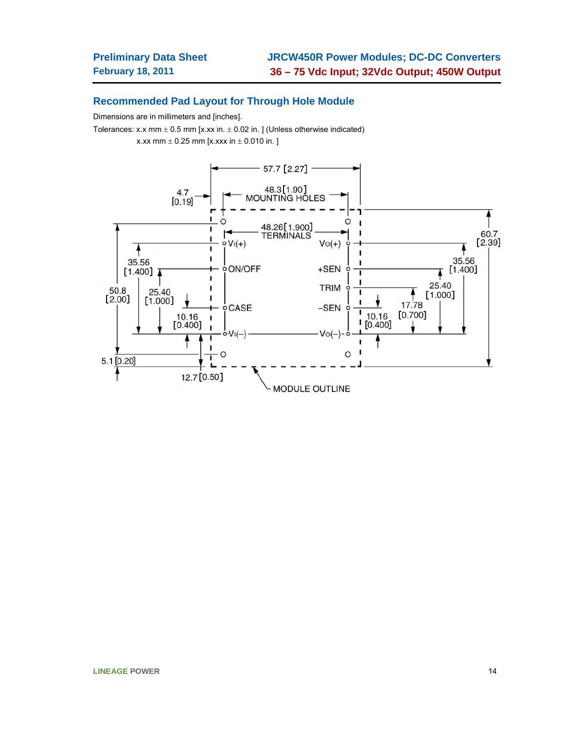## Recommended Pad Layout for Through Hole Module

Dimensions are in millimeters and [inches].

Tolerances: x.x mm ± 0.5 mm [x.xx in. ± 0.02 in. ] (Unless otherwise indicated)

x.xx mm ± 0.25 mm [x.xxx in ± 0.010 in. ]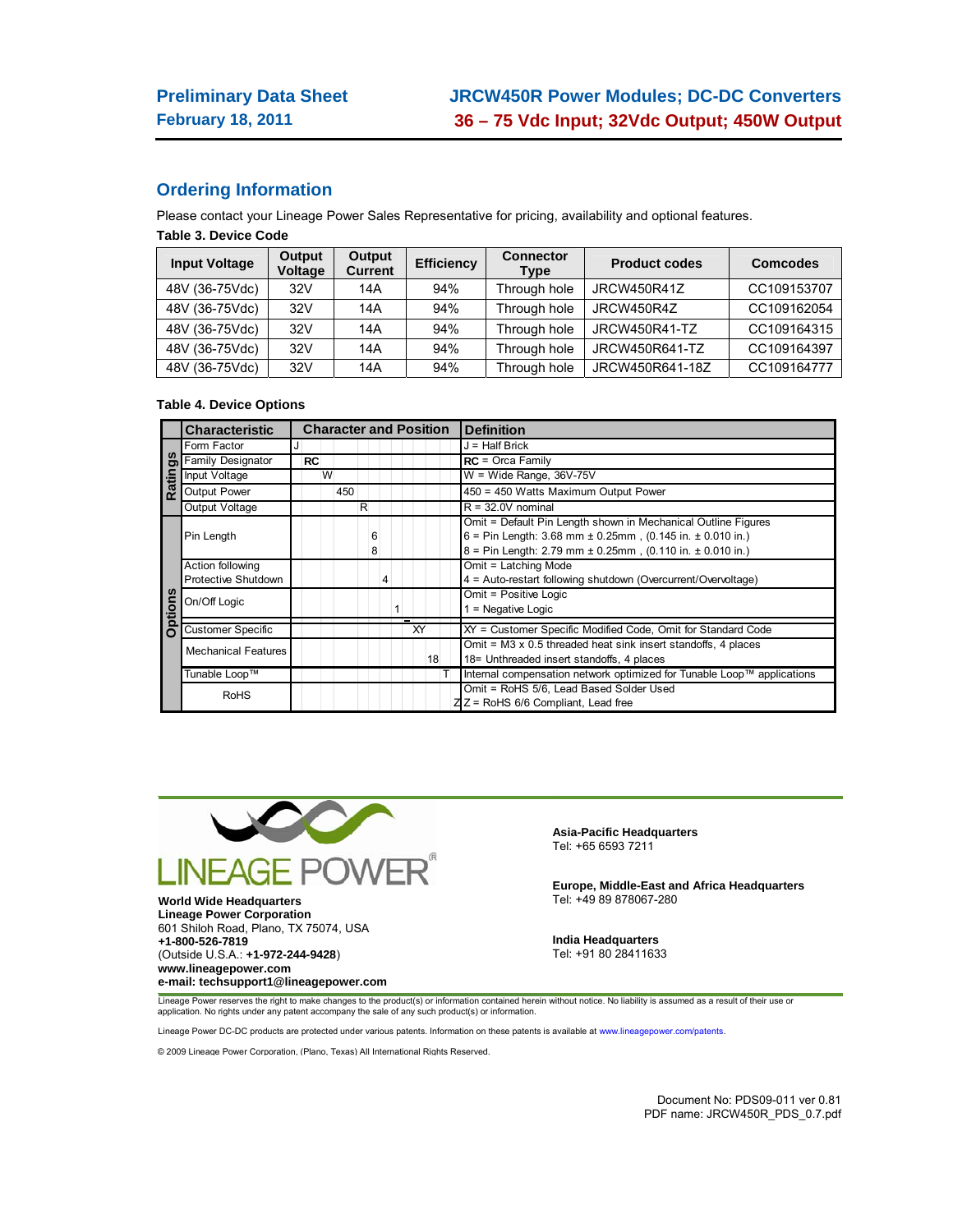## Ordering Information

Please contact your Lineage Power Sales Representative for pricing, availability and optional features.

**Table 3. Device Code**

| Input Voltage | Output Voltage | Output Current | Efficiency | Connector Type | Product codes | Comcodes |
|---|---|---|---|---|---|---|
| 48V (36-75Vdc) | 32V | 14A | 94% | Through hole | JRCW450R41Z | CC109153707 |
| 48V (36-75Vdc) | 32V | 14A | 94% | Through hole | JRCW450R4Z | CC109162054 |
| 48V (36-75Vdc) | 32V | 14A | 94% | Through hole | JRCW450R41-TZ | CC109164315 |
| 48V (36-75Vdc) | 32V | 14A | 94% | Through hole | JRCW450R641-TZ | CC109164397 |
| 48V (36-75Vdc) | 32V | 14A | 94% | Through hole | JRCW450R641-18Z | CC109164777 |

**Table 4. Device Options**

| | Characteristic | Character and Position | Definition |
|---|---|---|---|
| Ratings | Form Factor | J | J = Half Brick |
| | Family Designator | RC | **RC** = Orca Family |
| | Input Voltage | W | W = Wide Range, 36V-75V |
| | Output Power | 450 | 450 = 450 Watts Maximum Output Power |
| | Output Voltage | R | R = 32.0V nominal |
| Options | Pin Length | 6<br>8 | Omit = Default Pin Length shown in Mechanical Outline Figures<br>6 = Pin Length: 3.68 mm ± 0.25mm , (0.145 in. ± 0.010 in.)<br>8 = Pin Length: 2.79 mm ± 0.25mm , (0.110 in. ± 0.010 in.) |
| | Action following Protective Shutdown | 4 | Omit = Latching Mode<br>4 = Auto-restart following shutdown (Overcurrent/Overvoltage) |
| | On/Off Logic | 1 | Omit = Positive Logic<br>1 = Negative Logic |
| | Customer Specific | – XY | XY = Customer Specific Modified Code, Omit for Standard Code |
| | Mechanical Features | 18 | Omit = M3 x 0.5 threaded heat sink insert standoffs, 4 places<br>18= Unthreaded insert standoffs, 4 places |
| | Tunable Loop™ | T | Internal compensation network optimized for Tunable Loop™ applications |
| | RoHS | Z | Omit = RoHS 5/6, Lead Based Solder Used<br>Z = RoHS 6/6 Compliant, Lead free |

LINEAGE POWER®

**World Wide Headquarters**
**Lineage Power Corporation**
601 Shiloh Road, Plano, TX 75074, USA
**+1-800-526-7819**
(Outside U.S.A.: **+1-972-244-9428**)
**www.lineagepower.com**
**e-mail: techsupport1@lineagepower.com**

**Asia-Pacific Headquarters**
Tel: +65 6593 7211

**Europe, Middle-East and Africa Headquarters**
Tel: +49 89 878067-280

**India Headquarters**
Tel: +91 80 28411633

Lineage Power reserves the right to make changes to the product(s) or information contained herein without notice. No liability is assumed as a result of their use or application. No rights under any patent accompany the sale of any such product(s) or information.

Lineage Power DC-DC products are protected under various patents. Information on these patents is available at www.lineagepower.com/patents.

© 2009 Lineage Power Corporation, (Plano, Texas) All International Rights Reserved.

Document No: PDS09-011 ver 0.81
PDF name: JRCW450R_PDS_0.7.pdf